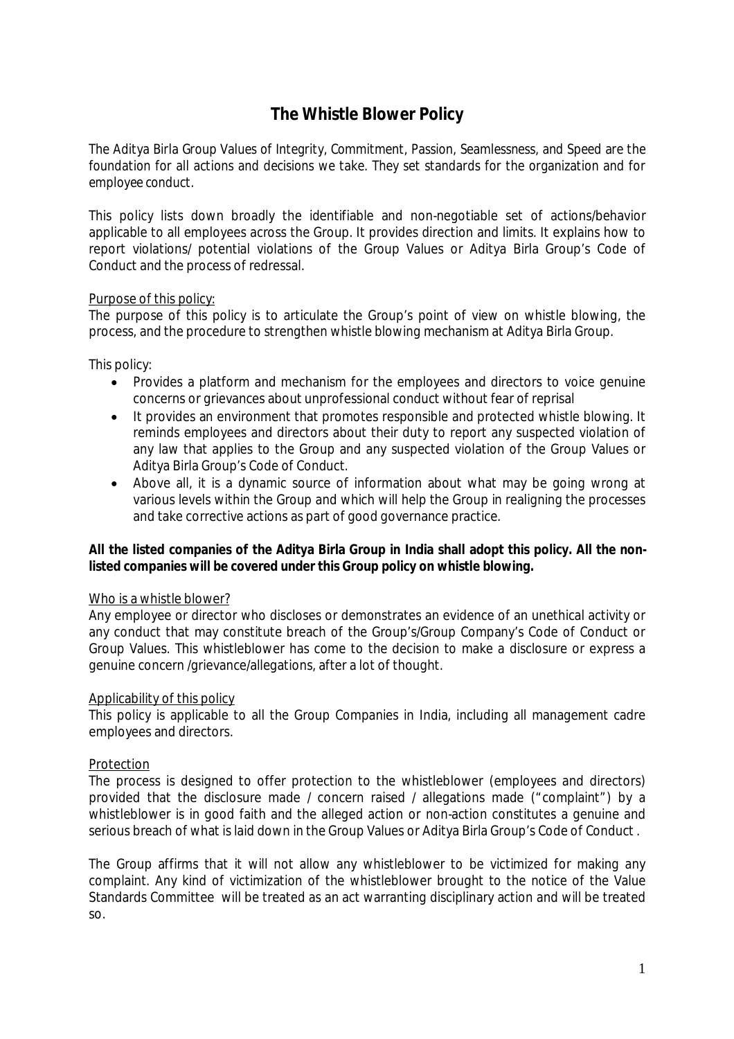# The Whistle Blower Policy

The Aditya Birla Group Values of Integrity, Commitment, Passion, Seamlessness, and Speed are the foundation for all actions and decisions we take. They set standards for the organization and for employee conduct.

This policy lists down broadly the identifiable and non-negotiable set of actions/behavior applicable to all employees across the Group. It provides direction and limits. It explains how to report violations/ potential violations of the Group Values or Aditya Birla Group's Code of Conduct and the process of redressal.

Purpose of this policy:

The purpose of this policy is to articulate the Group's point of view on whistle blowing, the process, and the procedure to strengthen whistle blowing mechanism at Aditya Birla Group.

This policy:

- Provides a platform and mechanism for the employees and directors to voice genuine concerns or grievances about unprofessional conduct without fear of reprisal
- It provides an environment that promotes responsible and protected whistle blowing. It reminds employees and directors about their duty to report any suspected violation of any law that applies to the Group and any suspected violation of the Group Values or Aditya Birla Group's Code of Conduct.
- Above all, it is a dynamic source of information about what may be going wrong at various levels within the Group and which will help the Group in realigning the processes and take corrective actions as part of good governance practice.

**All the listed companies of the Aditya Birla Group in India shall adopt this policy. All the non-listed companies will be covered under this Group policy on whistle blowing.**

Who is a whistle blower?

Any employee or director who discloses or demonstrates an evidence of an unethical activity or any conduct that may constitute breach of the Group's/Group Company's Code of Conduct or Group Values. This whistleblower has come to the decision to make a disclosure or express a genuine concern /grievance/allegations, after a lot of thought.

Applicability of this policy

This policy is applicable to all the Group Companies in India, including all management cadre employees and directors.

Protection

The process is designed to offer protection to the whistleblower (employees and directors) provided that the disclosure made / concern raised / allegations made ("complaint") by a whistleblower is in good faith and the alleged action or non-action constitutes a genuine and serious breach of what is laid down in the Group Values or Aditya Birla Group's Code of Conduct .

The Group affirms that it will not allow any whistleblower to be victimized for making any complaint. Any kind of victimization of the whistleblower brought to the notice of the Value Standards Committee will be treated as an act warranting disciplinary action and will be treated so.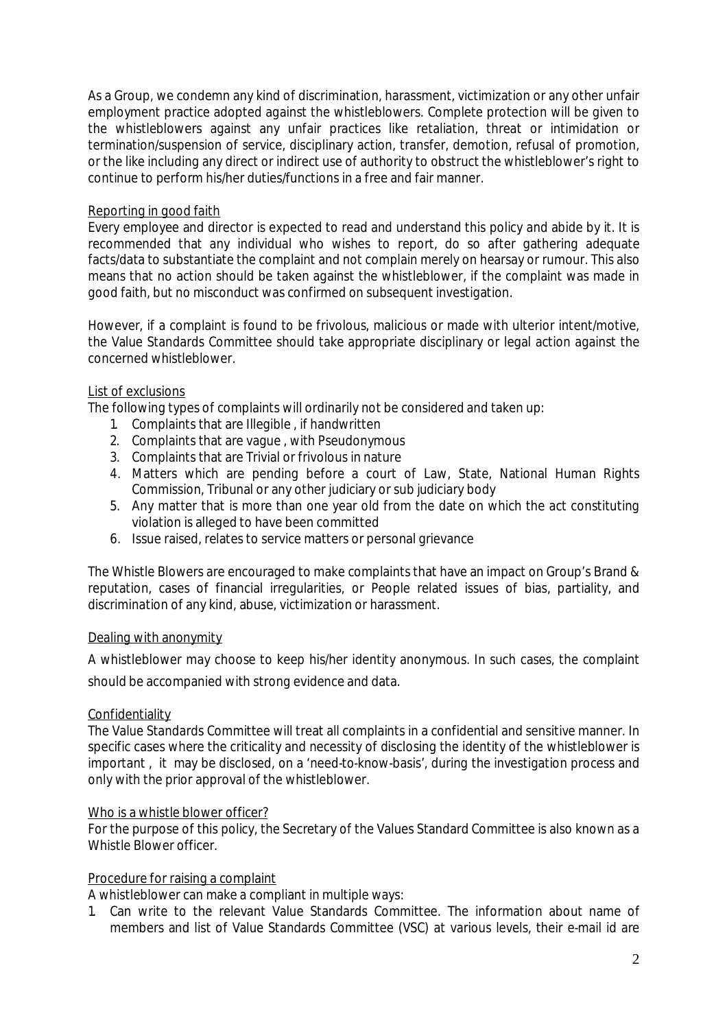As a Group, we condemn any kind of discrimination, harassment, victimization or any other unfair employment practice adopted against the whistleblowers. Complete protection will be given to the whistleblowers against any unfair practices like retaliation, threat or intimidation or termination/suspension of service, disciplinary action, transfer, demotion, refusal of promotion, or the like including any direct or indirect use of authority to obstruct the whistleblower's right to continue to perform his/her duties/functions in a free and fair manner.

<u>Reporting in good faith</u>

Every employee and director is expected to read and understand this policy and abide by it. It is recommended that any individual who wishes to report, do so after gathering adequate facts/data to substantiate the complaint and not complain merely on hearsay or rumour. This also means that no action should be taken against the whistleblower, if the complaint was made in good faith, but no misconduct was confirmed on subsequent investigation.

However, if a complaint is found to be frivolous, malicious or made with ulterior intent/motive, the Value Standards Committee should take appropriate disciplinary or legal action against the concerned whistleblower.

<u>List of exclusions</u>

The following types of complaints will ordinarily not be considered and taken up:

1. Complaints that are Illegible , if handwritten
2. Complaints that are vague , with Pseudonymous
3. Complaints that are Trivial or frivolous in nature
4. Matters which are pending before a court of Law, State, National Human Rights Commission, Tribunal or any other judiciary or sub judiciary body
5. Any matter that is more than one year old from the date on which the act constituting violation is alleged to have been committed
6. Issue raised, relates to service matters or personal grievance

The Whistle Blowers are encouraged to make complaints that have an impact on Group's Brand & reputation, cases of financial irregularities, or People related issues of bias, partiality, and discrimination of any kind, abuse, victimization or harassment.

<u>Dealing with anonymity</u>

A whistleblower may choose to keep his/her identity anonymous. In such cases, the complaint should be accompanied with strong evidence and data.

<u>Confidentiality</u>

The Value Standards Committee will treat all complaints in a confidential and sensitive manner. In specific cases where the criticality and necessity of disclosing the identity of the whistleblower is important , it may be disclosed, on a 'need-to-know-basis', during the investigation process and only with the prior approval of the whistleblower.

<u>Who is a whistle blower officer?</u>

For the purpose of this policy, the Secretary of the Values Standard Committee is also known as a Whistle Blower officer.

<u>Procedure for raising a complaint</u>

A whistleblower can make a compliant in multiple ways:

1. Can write to the relevant Value Standards Committee. The information about name of members and list of Value Standards Committee (VSC) at various levels, their e-mail id are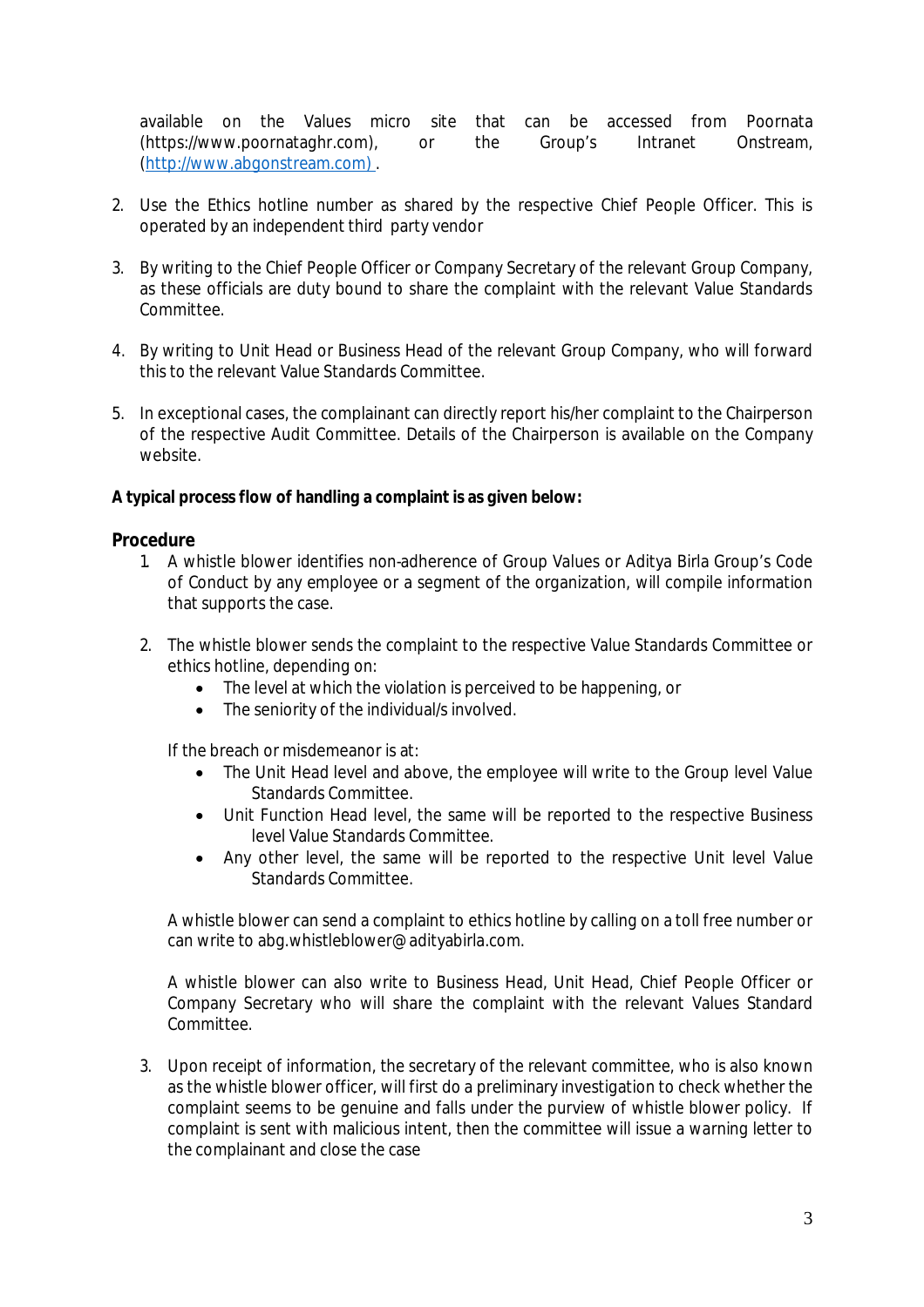available on the Values micro site that can be accessed from Poornata (https://www.poornataghr.com), or the Group's Intranet Onstream, (http://www.abgonstream.com) .

2. Use the Ethics hotline number as shared by the respective Chief People Officer. This is operated by an independent third party vendor

3. By writing to the Chief People Officer or Company Secretary of the relevant Group Company, as these officials are duty bound to share the complaint with the relevant Value Standards Committee.

4. By writing to Unit Head or Business Head of the relevant Group Company, who will forward this to the relevant Value Standards Committee.

5. In exceptional cases, the complainant can directly report his/her complaint to the Chairperson of the respective Audit Committee. Details of the Chairperson is available on the Company website.

**A typical process flow of handling a complaint is as given below:**

## Procedure

1. A whistle blower identifies non-adherence of Group Values or Aditya Birla Group's Code of Conduct by any employee or a segment of the organization, will compile information that supports the case.

2. The whistle blower sends the complaint to the respective Value Standards Committee or ethics hotline, depending on:
   - The level at which the violation is perceived to be happening, or
   - The seniority of the individual/s involved.

   If the breach or misdemeanor is at:
   - The Unit Head level and above, the employee will write to the Group level Value Standards Committee.
   - Unit Function Head level, the same will be reported to the respective Business level Value Standards Committee.
   - Any other level, the same will be reported to the respective Unit level Value Standards Committee.

   A whistle blower can send a complaint to ethics hotline by calling on a toll free number or can write to abg.whistleblower@adityabirla.com.

   A whistle blower can also write to Business Head, Unit Head, Chief People Officer or Company Secretary who will share the complaint with the relevant Values Standard Committee.

3. Upon receipt of information, the secretary of the relevant committee, who is also known as the whistle blower officer, will first do a preliminary investigation to check whether the complaint seems to be genuine and falls under the purview of whistle blower policy. If complaint is sent with malicious intent, then the committee will issue a warning letter to the complainant and close the case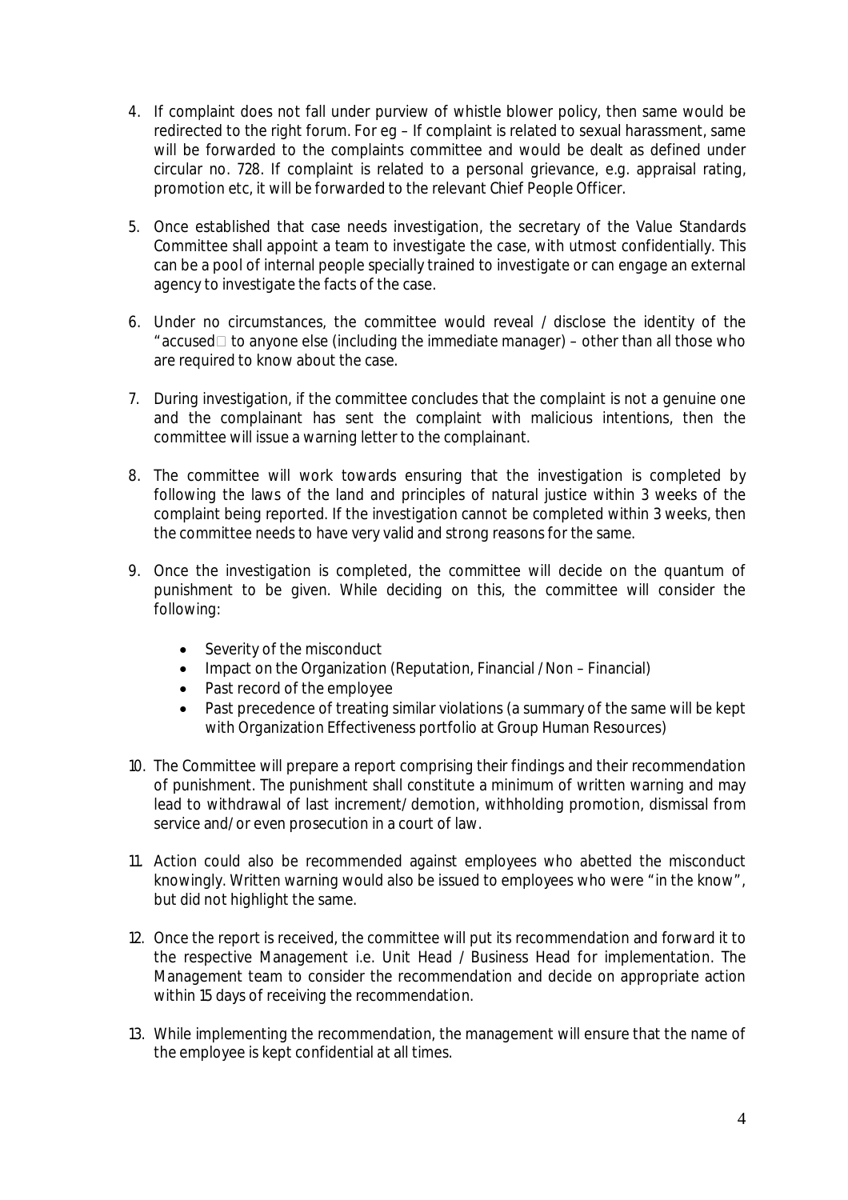4. If complaint does not fall under purview of whistle blower policy, then same would be redirected to the right forum. For eg – If complaint is related to sexual harassment, same will be forwarded to the complaints committee and would be dealt as defined under circular no. 728. If complaint is related to a personal grievance, e.g. appraisal rating, promotion etc, it will be forwarded to the relevant Chief People Officer.

5. Once established that case needs investigation, the secretary of the Value Standards Committee shall appoint a team to investigate the case, with utmost confidentially. This can be a pool of internal people specially trained to investigate or can engage an external agency to investigate the facts of the case.

6. Under no circumstances, the committee would reveal / disclose the identity of the "accused" to anyone else (including the immediate manager) – other than all those who are required to know about the case.

7. During investigation, if the committee concludes that the complaint is not a genuine one and the complainant has sent the complaint with malicious intentions, then the committee will issue a warning letter to the complainant.

8. The committee will work towards ensuring that the investigation is completed by following the laws of the land and principles of natural justice within 3 weeks of the complaint being reported. If the investigation cannot be completed within 3 weeks, then the committee needs to have very valid and strong reasons for the same.

9. Once the investigation is completed, the committee will decide on the quantum of punishment to be given. While deciding on this, the committee will consider the following:

   - Severity of the misconduct
   - Impact on the Organization (Reputation, Financial / Non – Financial)
   - Past record of the employee
   - Past precedence of treating similar violations (a summary of the same will be kept with Organization Effectiveness portfolio at Group Human Resources)

10. The Committee will prepare a report comprising their findings and their recommendation of punishment. The punishment shall constitute a minimum of written warning and may lead to withdrawal of last increment/ demotion, withholding promotion, dismissal from service and/ or even prosecution in a court of law.

11. Action could also be recommended against employees who abetted the misconduct knowingly. Written warning would also be issued to employees who were "in the know", but did not highlight the same.

12. Once the report is received, the committee will put its recommendation and forward it to the respective Management i.e. Unit Head / Business Head for implementation. The Management team to consider the recommendation and decide on appropriate action within 15 days of receiving the recommendation.

13. While implementing the recommendation, the management will ensure that the name of the employee is kept confidential at all times.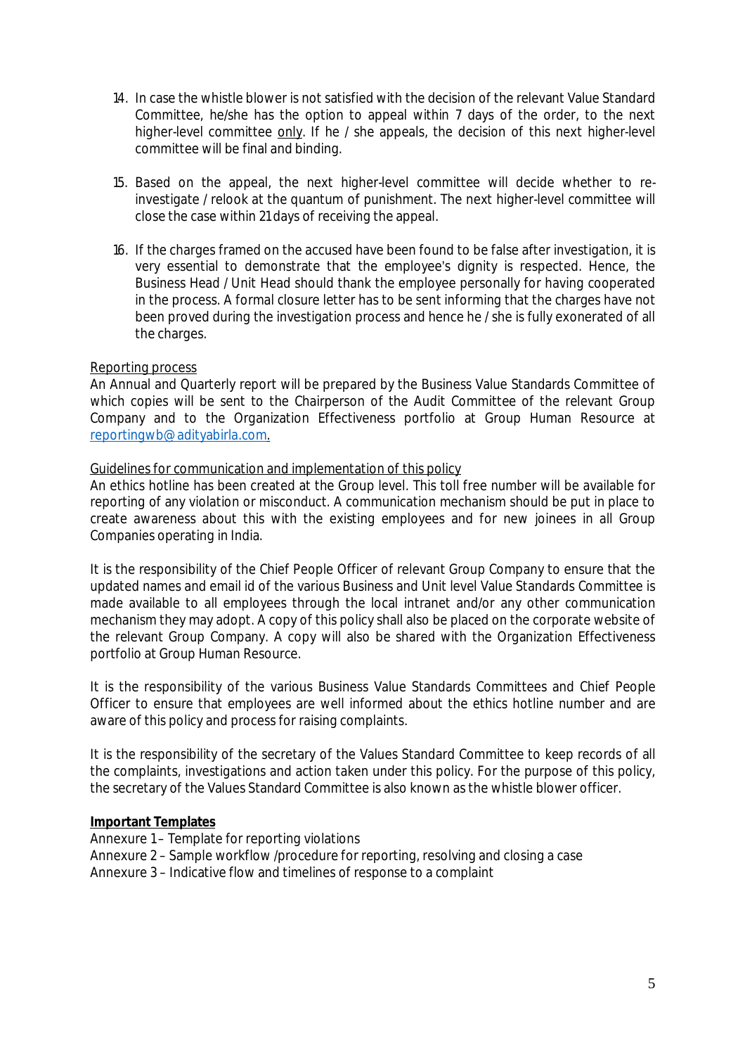14. In case the whistle blower is not satisfied with the decision of the relevant Value Standard Committee, he/she has the option to appeal within 7 days of the order, to the next higher-level committee only. If he / she appeals, the decision of this next higher-level committee will be final and binding.

15. Based on the appeal, the next higher-level committee will decide whether to re-investigate / relook at the quantum of punishment. The next higher-level committee will close the case within 21 days of receiving the appeal.

16. If the charges framed on the accused have been found to be false after investigation, it is very essential to demonstrate that the employee's dignity is respected. Hence, the Business Head / Unit Head should thank the employee personally for having cooperated in the process. A formal closure letter has to be sent informing that the charges have not been proved during the investigation process and hence he / she is fully exonerated of all the charges.

Reporting process

An Annual and Quarterly report will be prepared by the Business Value Standards Committee of which copies will be sent to the Chairperson of the Audit Committee of the relevant Group Company and to the Organization Effectiveness portfolio at Group Human Resource at reportingwb@adityabirla.com.

Guidelines for communication and implementation of this policy

An ethics hotline has been created at the Group level. This toll free number will be available for reporting of any violation or misconduct. A communication mechanism should be put in place to create awareness about this with the existing employees and for new joinees in all Group Companies operating in India.

It is the responsibility of the Chief People Officer of relevant Group Company to ensure that the updated names and email id of the various Business and Unit level Value Standards Committee is made available to all employees through the local intranet and/or any other communication mechanism they may adopt. A copy of this policy shall also be placed on the corporate website of the relevant Group Company. A copy will also be shared with the Organization Effectiveness portfolio at Group Human Resource.

It is the responsibility of the various Business Value Standards Committees and Chief People Officer to ensure that employees are well informed about the ethics hotline number and are aware of this policy and process for raising complaints.

It is the responsibility of the secretary of the Values Standard Committee to keep records of all the complaints, investigations and action taken under this policy. For the purpose of this policy, the secretary of the Values Standard Committee is also known as the whistle blower officer.

**Important Templates**

Annexure 1 – Template for reporting violations
Annexure 2 – Sample workflow /procedure for reporting, resolving and closing a case
Annexure 3 – Indicative flow and timelines of response to a complaint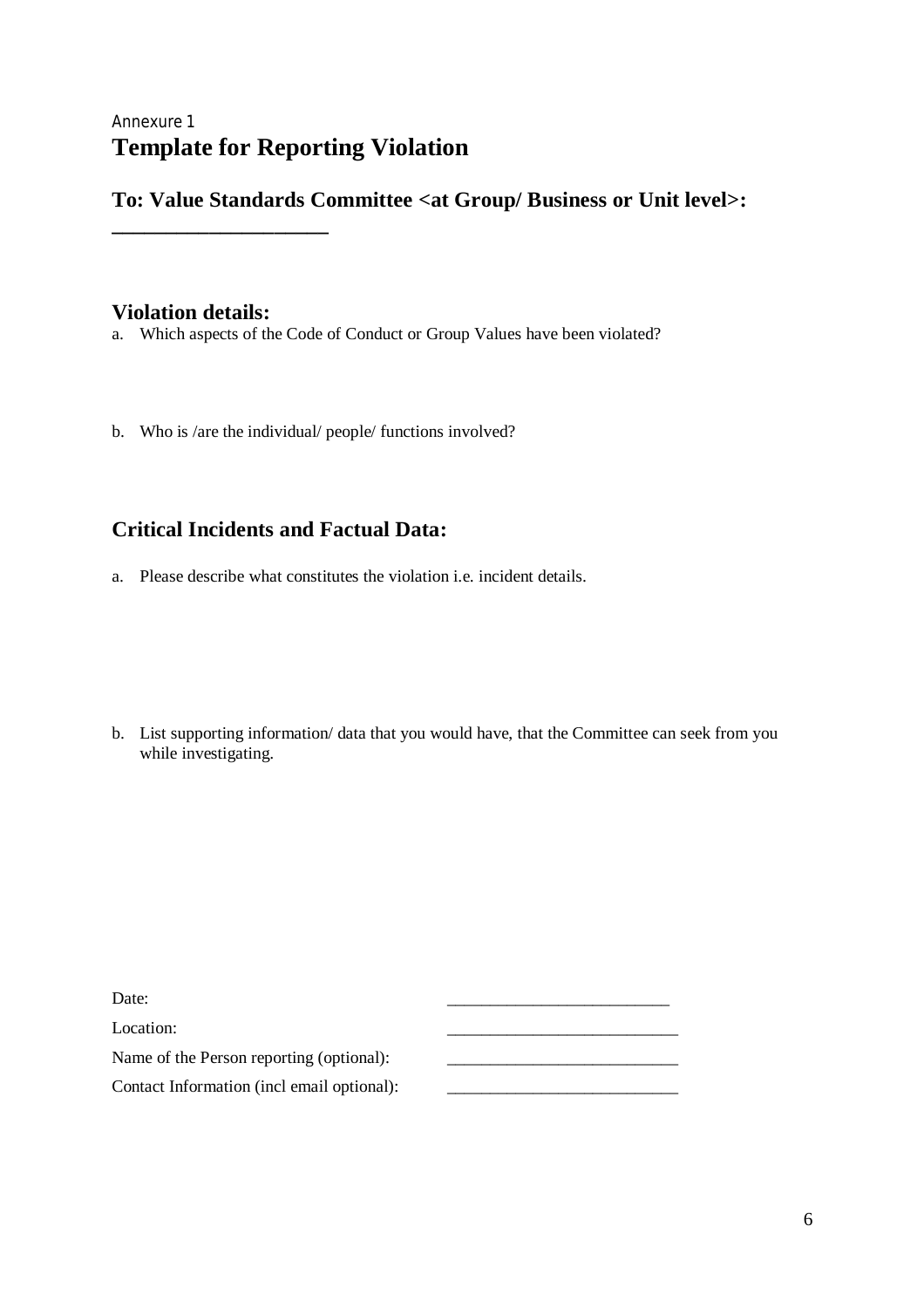Annexure 1

# Template for Reporting Violation

## To: Value Standards Committee <at Group/ Business or Unit level>: ____________________

## Violation details:

a. Which aspects of the Code of Conduct or Group Values have been violated?

b. Who is /are the individual/ people/ functions involved?

## Critical Incidents and Factual Data:

a. Please describe what constitutes the violation i.e. incident details.

b. List supporting information/ data that you would have, that the Committee can seek from you while investigating.

Date: __________________________

Location: ___________________________

Name of the Person reporting (optional): ___________________________

Contact Information (incl email optional): ___________________________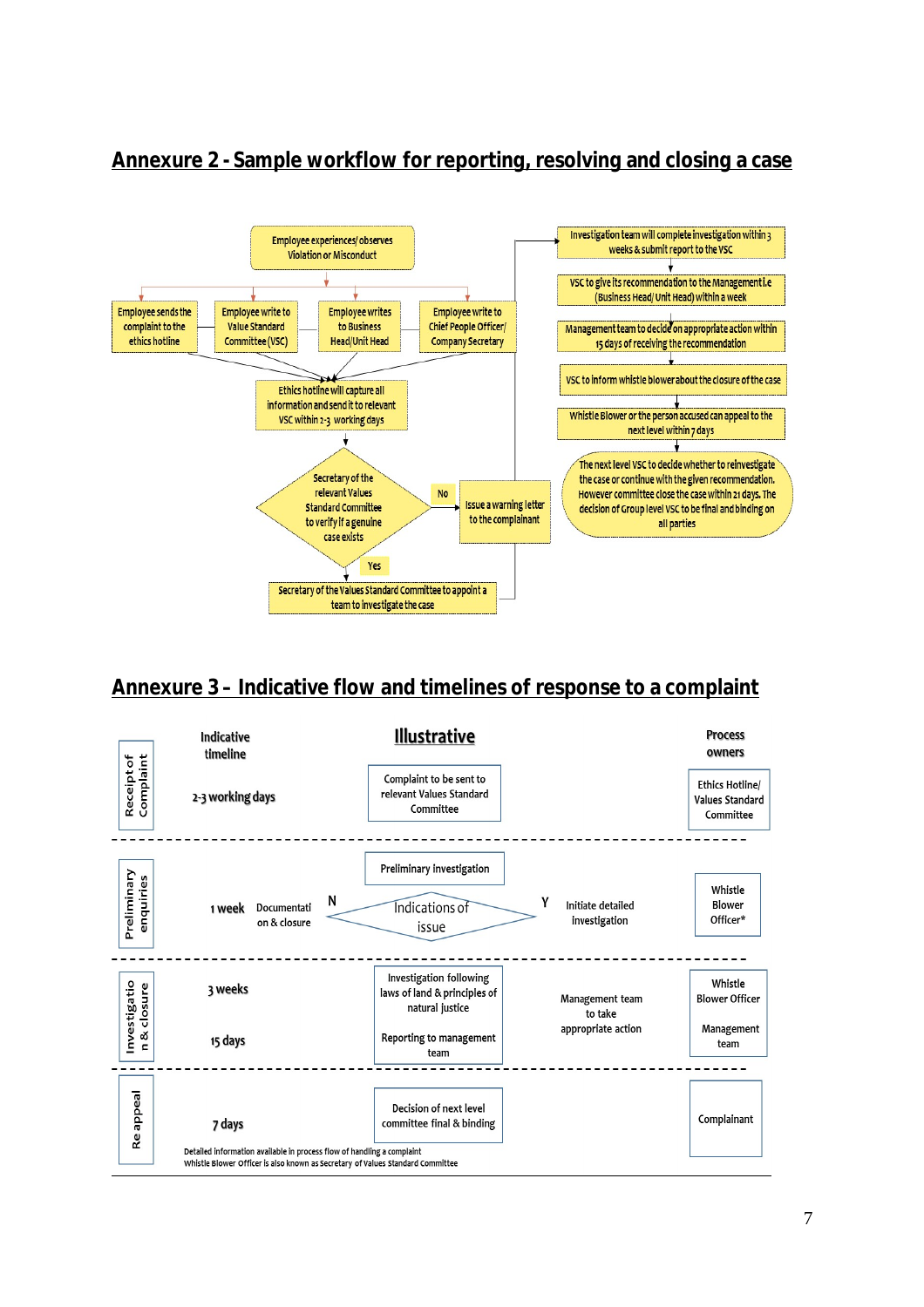## Annexure 2 - Sample workflow for reporting, resolving and closing a case

Employee experiences/ observes Violation or Misconduct

Employee sends the complaint to the ethics hotline

Employee write to Value Standard Committee (VSC)

Employee writes to Business Head/Unit Head

Employee write to Chief People Officer/ Company Secretary

Ethics hotline will capture all information and send it to relevant VSC within 2-3 working days

Secretary of the relevant Values Standard Committee to verify if a genuine case exists

No

Issue a warning letter to the complainant

Yes

Secretary of the Values Standard Committee to appoint a team to investigate the case

Investigation team will complete investigation within 3 weeks & submit report to the VSC

VSC to give its recommendation to the Management i.e (Business Head/ Unit Head) within a week

Management team to decide on appropriate action within 15 days of receiving the recommendation

VSC to inform whistle blower about the closure of the case

Whistle Blower or the person accused can appeal to the next level within 7 days

The next level VSC to decide whether to reinvestigate the case or continue with the given recommendation. However committee close the case within 21 days. The decision of Group level VSC to be final and binding on all parties

## Annexure 3 – Indicative flow and timelines of response to a complaint

Indicative timeline

Illustrative

Process owners

Receipt of Complaint

2-3 working days

Complaint to be sent to relevant Values Standard Committee

Ethics Hotline/ Values Standard Committee

Preliminary enquiries

1 week

Preliminary investigation

Documentation & closure

N

Indications of issue

Y

Initiate detailed investigation

Whistle Blower Officer*

Investigation & closure

3 weeks

Investigation following laws of land & principles of natural justice

15 days

Reporting to management team

Management team to take appropriate action

Whistle Blower Officer

Management team

Re appeal

7 days

Decision of next level committee final & binding

Complainant

Detailed information available in process flow of handling a complaint

Whistle Blower Officer is also known as Secretary of Values Standard Committee